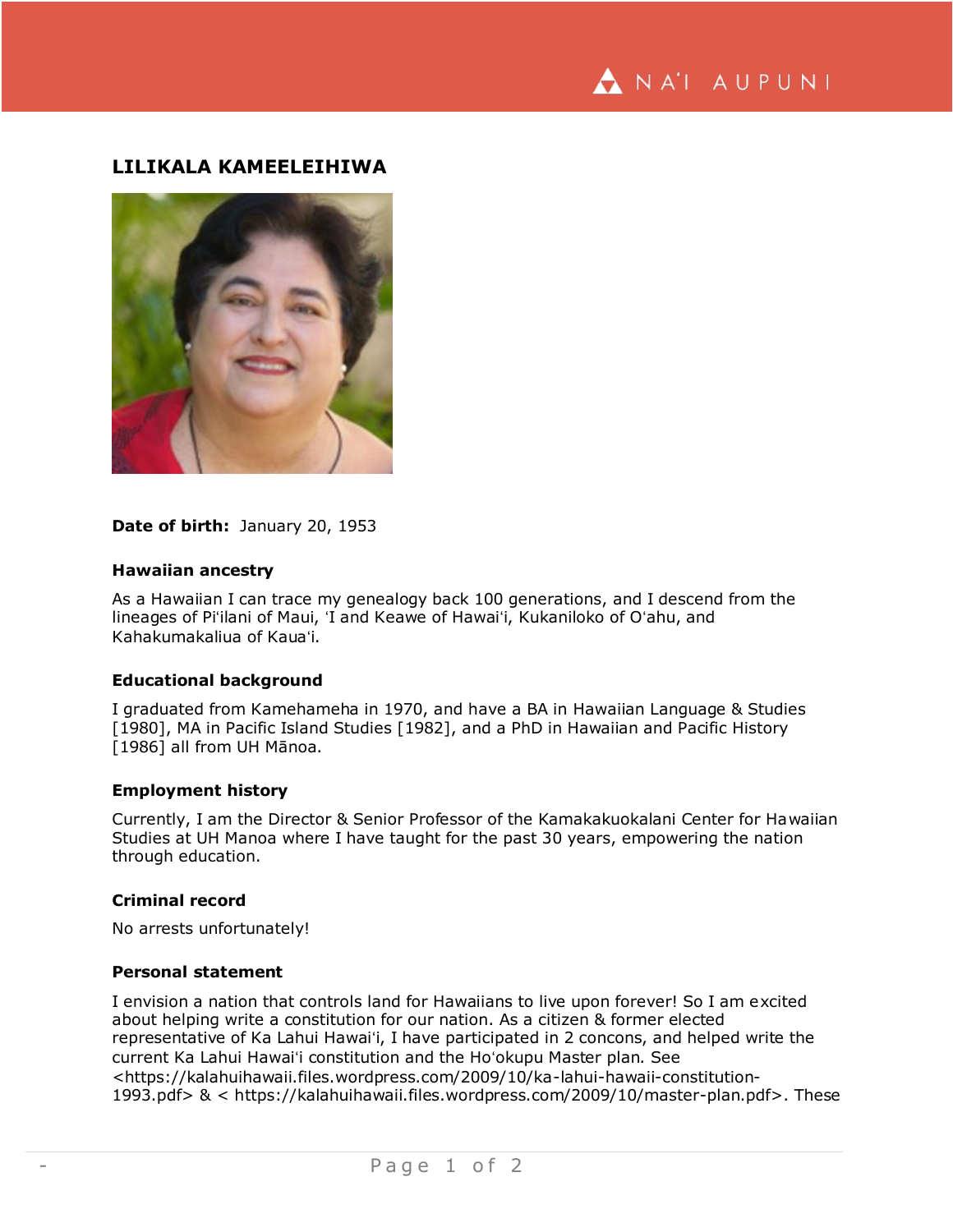## LILIKALA KAMEELEIHIWA

**Date of birth:** January 20, 1953

### Hawaiian ancestry

As a Hawaiian I can trace my genealogy back 100 generations, and I descend from the lineages of Piʻilani of Maui, ʻI and Keawe of Hawaiʻi, Kukaniloko of Oʻahu, and Kahakumakaliua of Kauaʻi.

### Educational background

I graduated from Kamehameha in 1970, and have a BA in Hawaiian Language & Studies [1980], MA in Pacific Island Studies [1982], and a PhD in Hawaiian and Pacific History [1986] all from UH Mānoa.

### Employment history

Currently, I am the Director & Senior Professor of the Kamakakuokalani Center for Hawaiian Studies at UH Manoa where I have taught for the past 30 years, empowering the nation through education.

### Criminal record

No arrests unfortunately!

### Personal statement

I envision a nation that controls land for Hawaiians to live upon forever! So I am excited about helping write a constitution for our nation. As a citizen & former elected representative of Ka Lahui Hawaiʻi, I have participated in 2 concons, and helped write the current Ka Lahui Hawaiʻi constitution and the Hoʻokupu Master plan. See <https://kalahuihawaii.files.wordpress.com/2009/10/ka-lahui-hawaii-constitution-1993.pdf> & < https://kalahuihawaii.files.wordpress.com/2009/10/master-plan.pdf>. These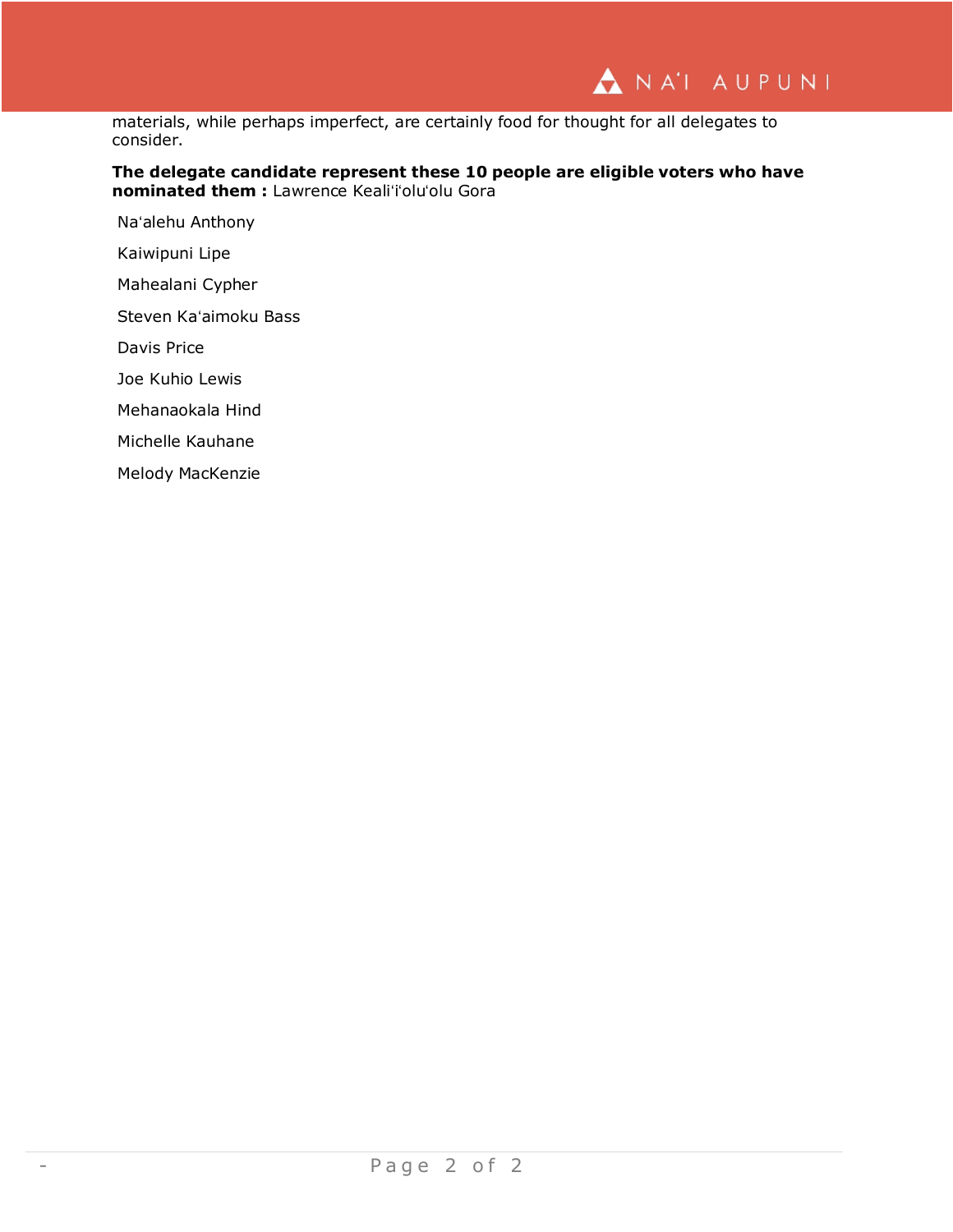materials, while perhaps imperfect, are certainly food for thought for all delegates to consider.

**The delegate candidate represent these 10 people are eligible voters who have nominated them :** Lawrence Keali'i'olu'olu Gora

Na'alehu Anthony

Kaiwipuni Lipe

Mahealani Cypher

Steven Ka'aimoku Bass

Davis Price

Joe Kuhio Lewis

Mehanaokala Hind

Michelle Kauhane

Melody MacKenzie